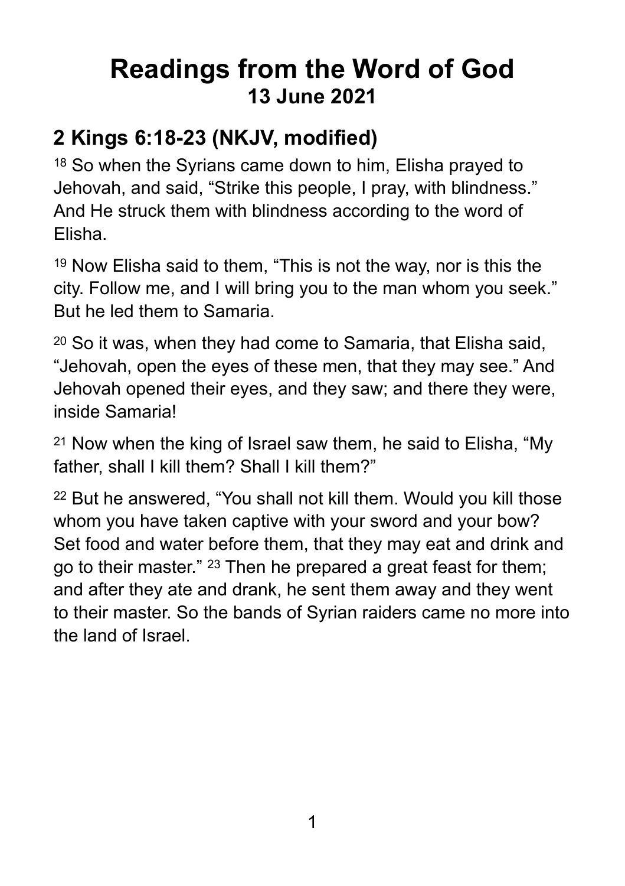# Readings from the Word of God
## 13 June 2021

## 2 Kings 6:18-23 (NKJV, modified)

[18] So when the Syrians came down to him, Elisha prayed to Jehovah, and said, “Strike this people, I pray, with blindness.” And He struck them with blindness according to the word of Elisha.

[19] Now Elisha said to them, “This is not the way, nor is this the city. Follow me, and I will bring you to the man whom you seek.” But he led them to Samaria.

[20] So it was, when they had come to Samaria, that Elisha said, “Jehovah, open the eyes of these men, that they may see.” And Jehovah opened their eyes, and they saw; and there they were, inside Samaria!

[21] Now when the king of Israel saw them, he said to Elisha, “My father, shall I kill them? Shall I kill them?”

[22] But he answered, “You shall not kill them. Would you kill those whom you have taken captive with your sword and your bow? Set food and water before them, that they may eat and drink and go to their master.” [23] Then he prepared a great feast for them; and after they ate and drank, he sent them away and they went to their master. So the bands of Syrian raiders came no more into the land of Israel.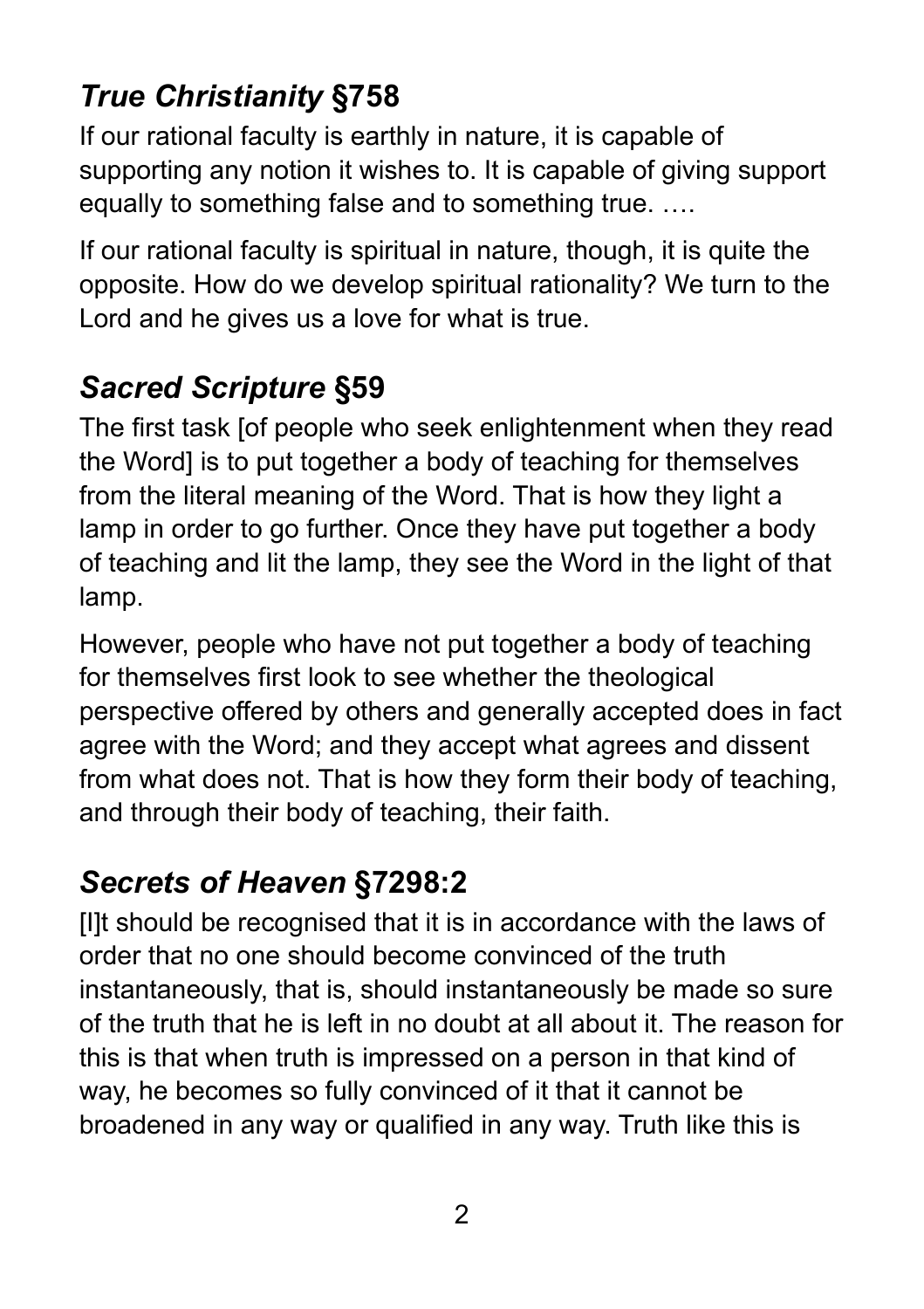## *True Christianity* §758

If our rational faculty is earthly in nature, it is capable of supporting any notion it wishes to. It is capable of giving support equally to something false and to something true. ….

If our rational faculty is spiritual in nature, though, it is quite the opposite. How do we develop spiritual rationality? We turn to the Lord and he gives us a love for what is true.

## *Sacred Scripture* §59

The first task [of people who seek enlightenment when they read the Word] is to put together a body of teaching for themselves from the literal meaning of the Word. That is how they light a lamp in order to go further. Once they have put together a body of teaching and lit the lamp, they see the Word in the light of that lamp.

However, people who have not put together a body of teaching for themselves first look to see whether the theological perspective offered by others and generally accepted does in fact agree with the Word; and they accept what agrees and dissent from what does not. That is how they form their body of teaching, and through their body of teaching, their faith.

## *Secrets of Heaven* §7298:2

[I]t should be recognised that it is in accordance with the laws of order that no one should become convinced of the truth instantaneously, that is, should instantaneously be made so sure of the truth that he is left in no doubt at all about it. The reason for this is that when truth is impressed on a person in that kind of way, he becomes so fully convinced of it that it cannot be broadened in any way or qualified in any way. Truth like this is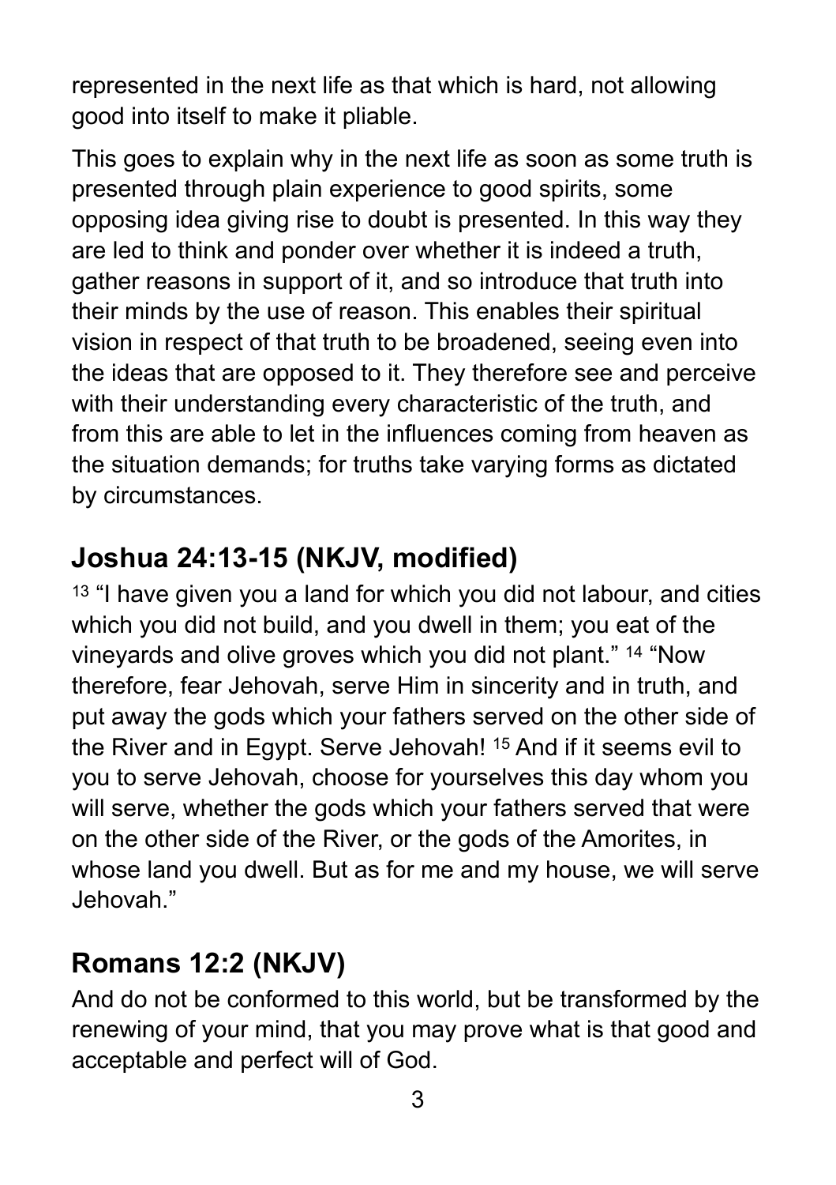represented in the next life as that which is hard, not allowing good into itself to make it pliable.

This goes to explain why in the next life as soon as some truth is presented through plain experience to good spirits, some opposing idea giving rise to doubt is presented. In this way they are led to think and ponder over whether it is indeed a truth, gather reasons in support of it, and so introduce that truth into their minds by the use of reason. This enables their spiritual vision in respect of that truth to be broadened, seeing even into the ideas that are opposed to it. They therefore see and perceive with their understanding every characteristic of the truth, and from this are able to let in the influences coming from heaven as the situation demands; for truths take varying forms as dictated by circumstances.

## Joshua 24:13-15 (NKJV, modified)

[13] "I have given you a land for which you did not labour, and cities which you did not build, and you dwell in them; you eat of the vineyards and olive groves which you did not plant." [14] "Now therefore, fear Jehovah, serve Him in sincerity and in truth, and put away the gods which your fathers served on the other side of the River and in Egypt. Serve Jehovah! [15] And if it seems evil to you to serve Jehovah, choose for yourselves this day whom you will serve, whether the gods which your fathers served that were on the other side of the River, or the gods of the Amorites, in whose land you dwell. But as for me and my house, we will serve Jehovah."

## Romans 12:2 (NKJV)

And do not be conformed to this world, but be transformed by the renewing of your mind, that you may prove what is that good and acceptable and perfect will of God.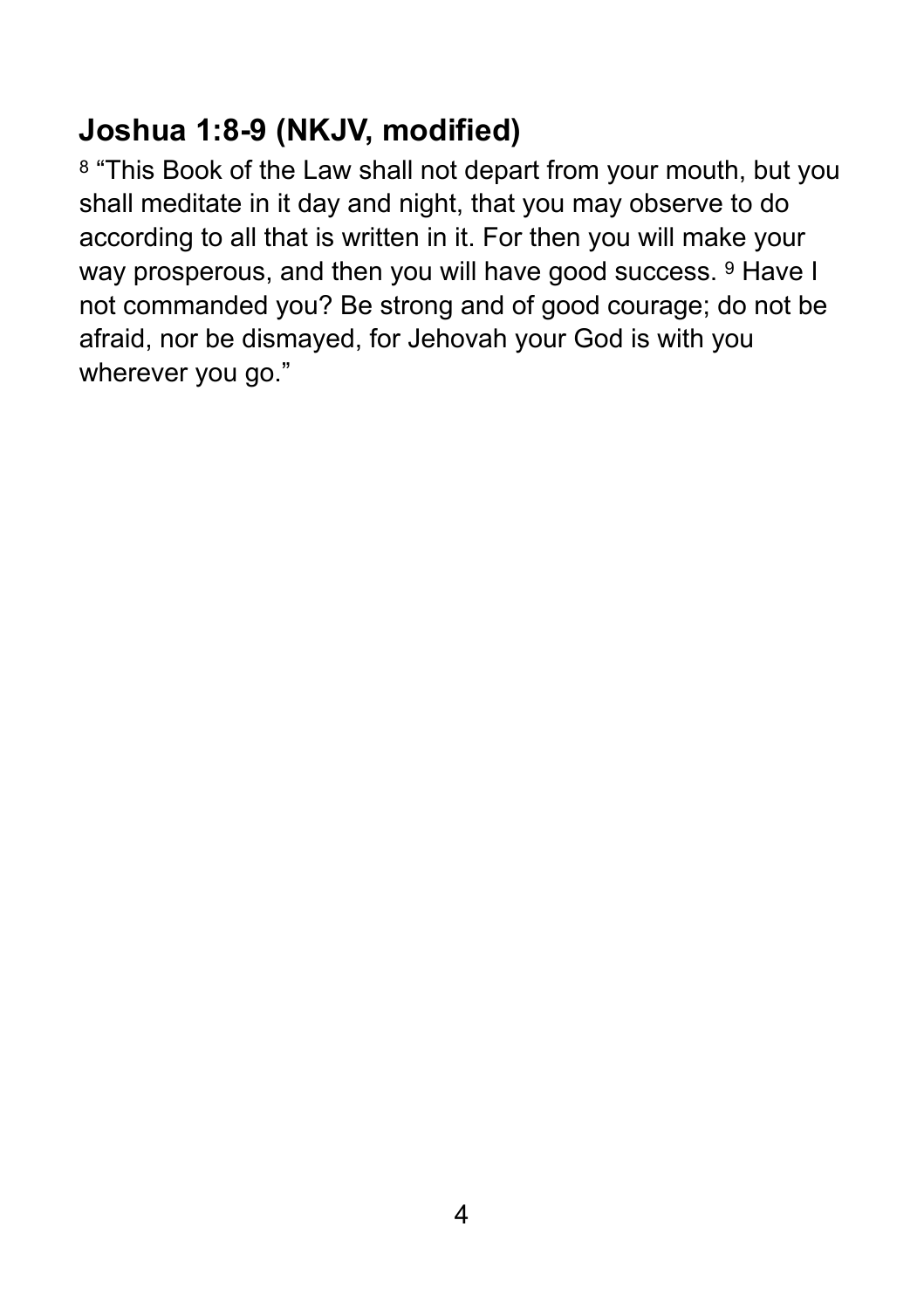## Joshua 1:8-9 (NKJV, modified)

[8] "This Book of the Law shall not depart from your mouth, but you shall meditate in it day and night, that you may observe to do according to all that is written in it. For then you will make your way prosperous, and then you will have good success. [9] Have I not commanded you? Be strong and of good courage; do not be afraid, nor be dismayed, for Jehovah your God is with you wherever you go."